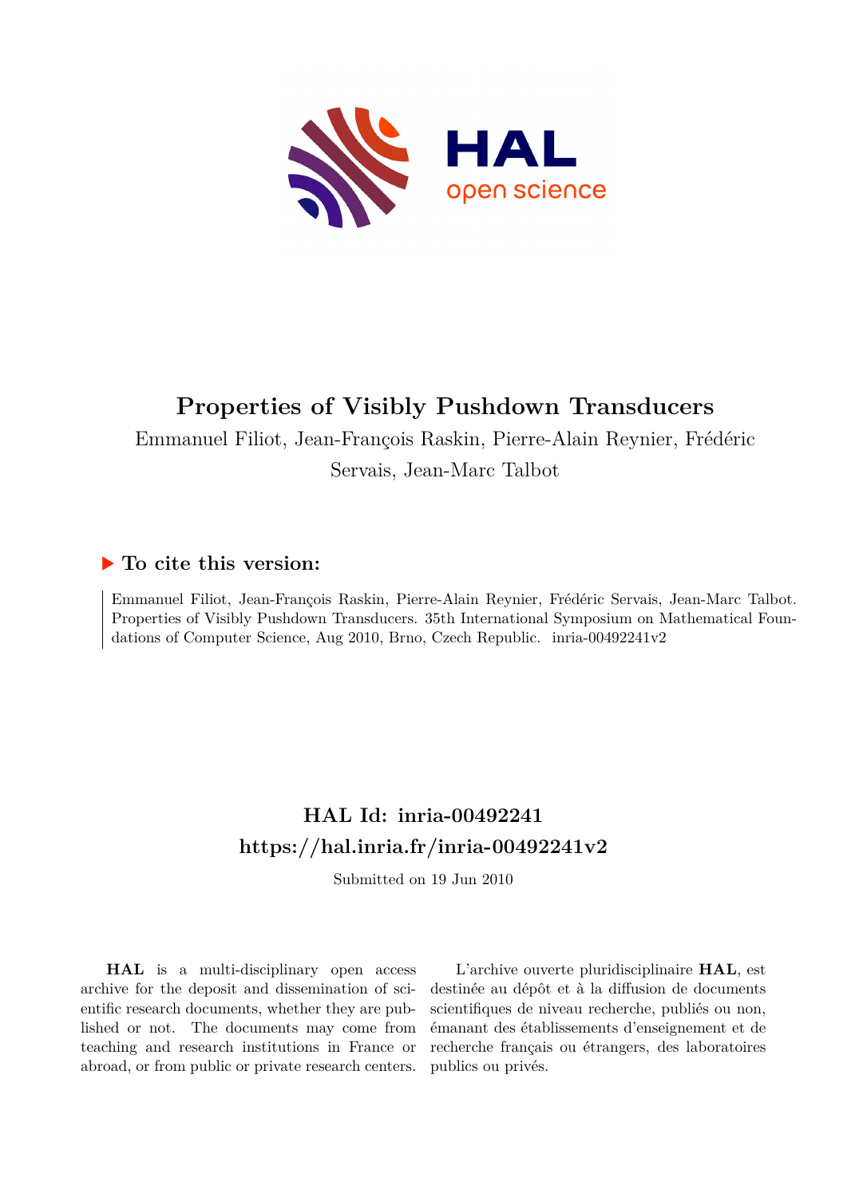# Properties of Visibly Pushdown Transducers

Emmanuel Filiot, Jean-François Raskin, Pierre-Alain Reynier, Frédéric Servais, Jean-Marc Talbot

## ▶ To cite this version:

Emmanuel Filiot, Jean-François Raskin, Pierre-Alain Reynier, Frédéric Servais, Jean-Marc Talbot. Properties of Visibly Pushdown Transducers. 35th International Symposium on Mathematical Foundations of Computer Science, Aug 2010, Brno, Czech Republic. inria-00492241v2

## HAL Id: inria-00492241
## https://hal.inria.fr/inria-00492241v2

Submitted on 19 Jun 2010

**HAL** is a multi-disciplinary open access archive for the deposit and dissemination of scientific research documents, whether they are published or not. The documents may come from teaching and research institutions in France or abroad, or from public or private research centers.

L'archive ouverte pluridisciplinaire **HAL**, est destinée au dépôt et à la diffusion de documents scientifiques de niveau recherche, publiés ou non, émanant des établissements d'enseignement et de recherche français ou étrangers, des laboratoires publics ou privés.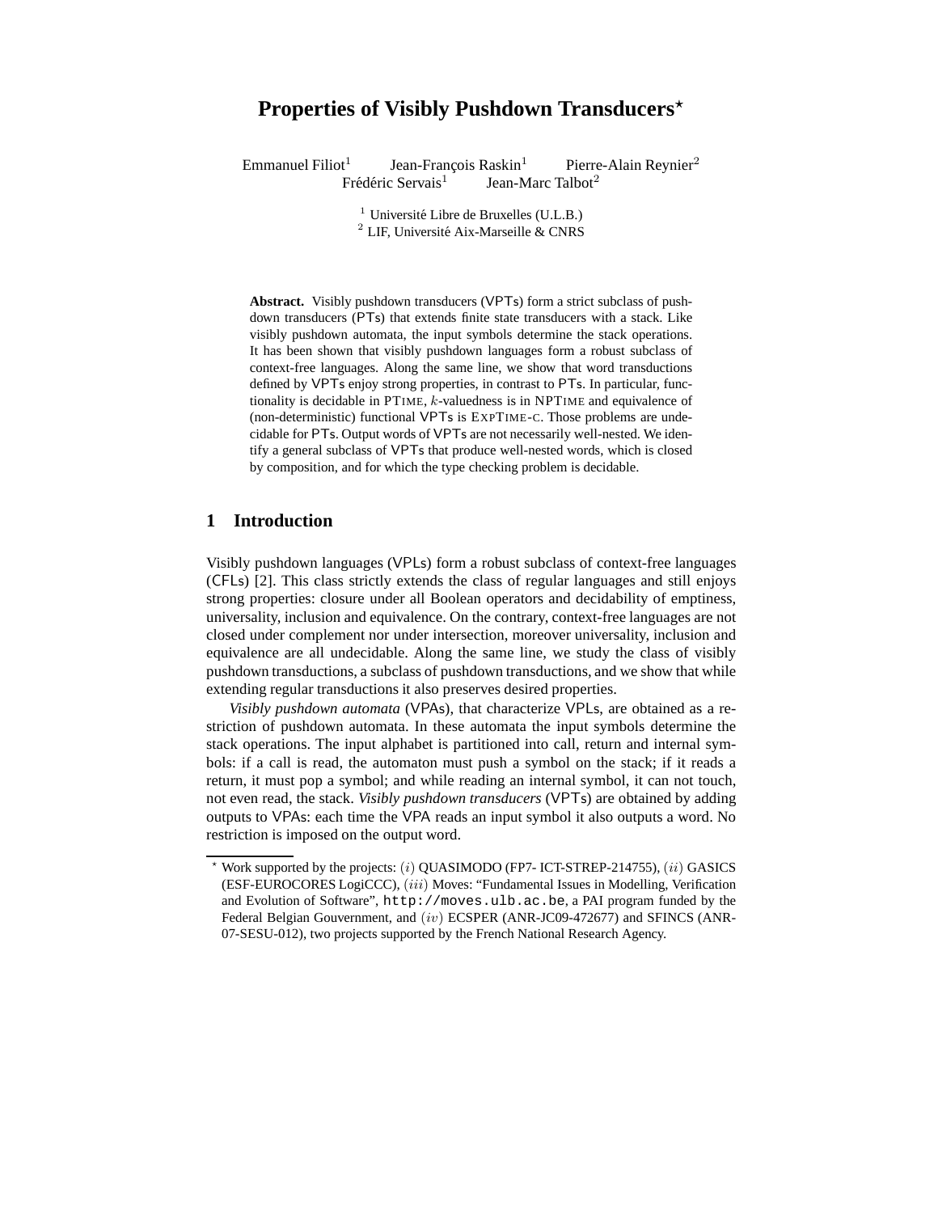# Properties of Visibly Pushdown Transducers*

Emmanuel Filiot[1] Jean-François Raskin[1] Pierre-Alain Reynier[2]
Frédéric Servais[1] Jean-Marc Talbot[2]

[1] Université Libre de Bruxelles (U.L.B.)
[2] LIF, Université Aix-Marseille & CNRS

**Abstract.** Visibly pushdown transducers (VPTs) form a strict subclass of pushdown transducers (PTs) that extends finite state transducers with a stack. Like visibly pushdown automata, the input symbols determine the stack operations. It has been shown that visibly pushdown languages form a robust subclass of context-free languages. Along the same line, we show that word transductions defined by VPTs enjoy strong properties, in contrast to PTs. In particular, functionality is decidable in PTIME, $k$-valuedness is in NPTIME and equivalence of (non-deterministic) functional VPTs is EXPTIME-C. Those problems are undecidable for PTs. Output words of VPTs are not necessarily well-nested. We identify a general subclass of VPTs that produce well-nested words, which is closed by composition, and for which the type checking problem is decidable.

## 1 Introduction

Visibly pushdown languages (VPLs) form a robust subclass of context-free languages (CFLs) [2]. This class strictly extends the class of regular languages and still enjoys strong properties: closure under all Boolean operators and decidability of emptiness, universality, inclusion and equivalence. On the contrary, context-free languages are not closed under complement nor under intersection, moreover universality, inclusion and equivalence are all undecidable. Along the same line, we study the class of visibly pushdown transductions, a subclass of pushdown transductions, and we show that while extending regular transductions it also preserves desired properties.

*Visibly pushdown automata* (VPAs), that characterize VPLs, are obtained as a restriction of pushdown automata. In these automata the input symbols determine the stack operations. The input alphabet is partitioned into call, return and internal symbols: if a call is read, the automaton must push a symbol on the stack; if it reads a return, it must pop a symbol; and while reading an internal symbol, it can not touch, not even read, the stack. *Visibly pushdown transducers* (VPTs) are obtained by adding outputs to VPAs: each time the VPA reads an input symbol it also outputs a word. No restriction is imposed on the output word.

* Work supported by the projects: $(i)$ QUASIMODO (FP7- ICT-STREP-214755), $(ii)$ GASICS (ESF-EUROCORES LogiCCC), $(iii)$ Moves: "Fundamental Issues in Modelling, Verification and Evolution of Software", http://moves.ulb.ac.be, a PAI program funded by the Federal Belgian Gouvernment, and $(iv)$ ECSPER (ANR-JC09-472677) and SFINCS (ANR-07-SESU-012), two projects supported by the French National Research Agency.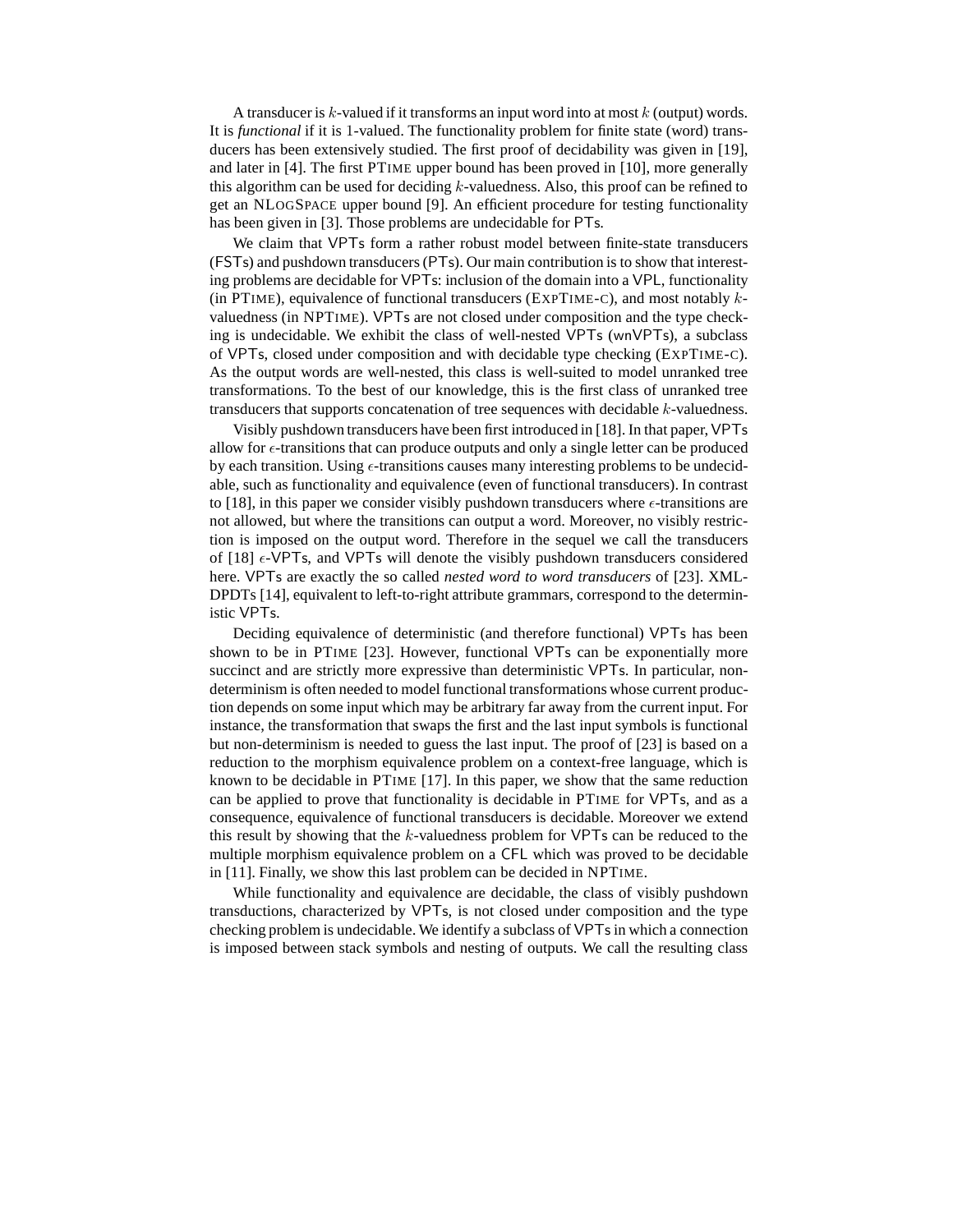A transducer is $k$-valued if it transforms an input word into at most $k$ (output) words. It is *functional* if it is 1-valued. The functionality problem for finite state (word) transducers has been extensively studied. The first proof of decidability was given in [19], and later in [4]. The first PTIME upper bound has been proved in [10], more generally this algorithm can be used for deciding $k$-valuedness. Also, this proof can be refined to get an NLOGSPACE upper bound [9]. An efficient procedure for testing functionality has been given in [3]. Those problems are undecidable for PTs.

We claim that VPTs form a rather robust model between finite-state transducers (FSTs) and pushdown transducers (PTs). Our main contribution is to show that interesting problems are decidable for VPTs: inclusion of the domain into a VPL, functionality (in PTIME), equivalence of functional transducers (EXPTIME-C), and most notably $k$-valuedness (in NPTIME). VPTs are not closed under composition and the type checking is undecidable. We exhibit the class of well-nested VPTs (wnVPTs), a subclass of VPTs, closed under composition and with decidable type checking (EXPTIME-C). As the output words are well-nested, this class is well-suited to model unranked tree transformations. To the best of our knowledge, this is the first class of unranked tree transducers that supports concatenation of tree sequences with decidable $k$-valuedness.

Visibly pushdown transducers have been first introduced in [18]. In that paper, VPTs allow for $\epsilon$-transitions that can produce outputs and only a single letter can be produced by each transition. Using $\epsilon$-transitions causes many interesting problems to be undecidable, such as functionality and equivalence (even of functional transducers). In contrast to [18], in this paper we consider visibly pushdown transducers where $\epsilon$-transitions are not allowed, but where the transitions can output a word. Moreover, no visibly restriction is imposed on the output word. Therefore in the sequel we call the transducers of [18] $\epsilon$-VPTs, and VPTs will denote the visibly pushdown transducers considered here. VPTs are exactly the so called *nested word to word transducers* of [23]. XML-DPDTs [14], equivalent to left-to-right attribute grammars, correspond to the deterministic VPTs.

Deciding equivalence of deterministic (and therefore functional) VPTs has been shown to be in PTIME [23]. However, functional VPTs can be exponentially more succinct and are strictly more expressive than deterministic VPTs. In particular, non-determinism is often needed to model functional transformations whose current production depends on some input which may be arbitrary far away from the current input. For instance, the transformation that swaps the first and the last input symbols is functional but non-determinism is needed to guess the last input. The proof of [23] is based on a reduction to the morphism equivalence problem on a context-free language, which is known to be decidable in PTIME [17]. In this paper, we show that the same reduction can be applied to prove that functionality is decidable in PTIME for VPTs, and as a consequence, equivalence of functional transducers is decidable. Moreover we extend this result by showing that the $k$-valuedness problem for VPTs can be reduced to the multiple morphism equivalence problem on a CFL which was proved to be decidable in [11]. Finally, we show this last problem can be decided in NPTIME.

While functionality and equivalence are decidable, the class of visibly pushdown transductions, characterized by VPTs, is not closed under composition and the type checking problem is undecidable. We identify a subclass of VPTs in which a connection is imposed between stack symbols and nesting of outputs. We call the resulting class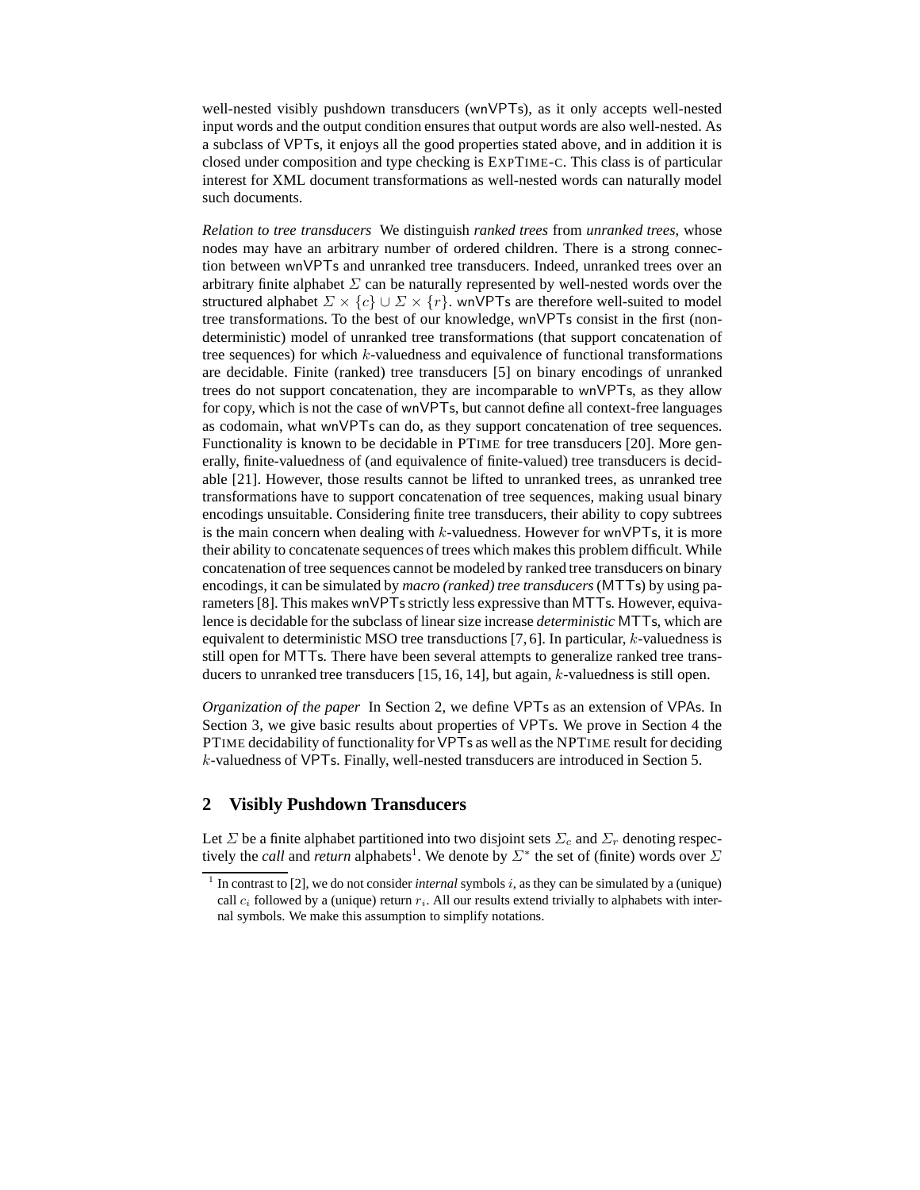well-nested visibly pushdown transducers (wnVPTs), as it only accepts well-nested input words and the output condition ensures that output words are also well-nested. As a subclass of VPTs, it enjoys all the good properties stated above, and in addition it is closed under composition and type checking is EXPTIME-C. This class is of particular interest for XML document transformations as well-nested words can naturally model such documents.

*Relation to tree transducers* We distinguish *ranked trees* from *unranked trees*, whose nodes may have an arbitrary number of ordered children. There is a strong connection between wnVPTs and unranked tree transducers. Indeed, unranked trees over an arbitrary finite alphabet $\Sigma$ can be naturally represented by well-nested words over the structured alphabet $\Sigma \times \{c\} \cup \Sigma \times \{r\}$. wnVPTs are therefore well-suited to model tree transformations. To the best of our knowledge, wnVPTs consist in the first (non-deterministic) model of unranked tree transformations (that support concatenation of tree sequences) for which $k$-valuedness and equivalence of functional transformations are decidable. Finite (ranked) tree transducers [5] on binary encodings of unranked trees do not support concatenation, they are incomparable to wnVPTs, as they allow for copy, which is not the case of wnVPTs, but cannot define all context-free languages as codomain, what wnVPTs can do, as they support concatenation of tree sequences. Functionality is known to be decidable in PTIME for tree transducers [20]. More generally, finite-valuedness of (and equivalence of finite-valued) tree transducers is decidable [21]. However, those results cannot be lifted to unranked trees, as unranked tree transformations have to support concatenation of tree sequences, making usual binary encodings unsuitable. Considering finite tree transducers, their ability to copy subtrees is the main concern when dealing with $k$-valuedness. However for wnVPTs, it is more their ability to concatenate sequences of trees which makes this problem difficult. While concatenation of tree sequences cannot be modeled by ranked tree transducers on binary encodings, it can be simulated by *macro (ranked) tree transducers* (MTTs) by using parameters [8]. This makes wnVPTs strictly less expressive than MTTs. However, equivalence is decidable for the subclass of linear size increase *deterministic* MTTs, which are equivalent to deterministic MSO tree transductions [7, 6]. In particular, $k$-valuedness is still open for MTTs. There have been several attempts to generalize ranked tree transducers to unranked tree transducers [15, 16, 14], but again, $k$-valuedness is still open.

*Organization of the paper* In Section 2, we define VPTs as an extension of VPAs. In Section 3, we give basic results about properties of VPTs. We prove in Section 4 the PTIME decidability of functionality for VPTs as well as the NPTIME result for deciding $k$-valuedness of VPTs. Finally, well-nested transducers are introduced in Section 5.

## 2 Visibly Pushdown Transducers

Let $\Sigma$ be a finite alphabet partitioned into two disjoint sets $\Sigma_c$ and $\Sigma_r$ denoting respectively the *call* and *return* alphabets[1]. We denote by $\Sigma^*$ the set of (finite) words over $\Sigma$

[1] In contrast to [2], we do not consider *internal* symbols $i$, as they can be simulated by a (unique) call $c_i$ followed by a (unique) return $r_i$. All our results extend trivially to alphabets with internal symbols. We make this assumption to simplify notations.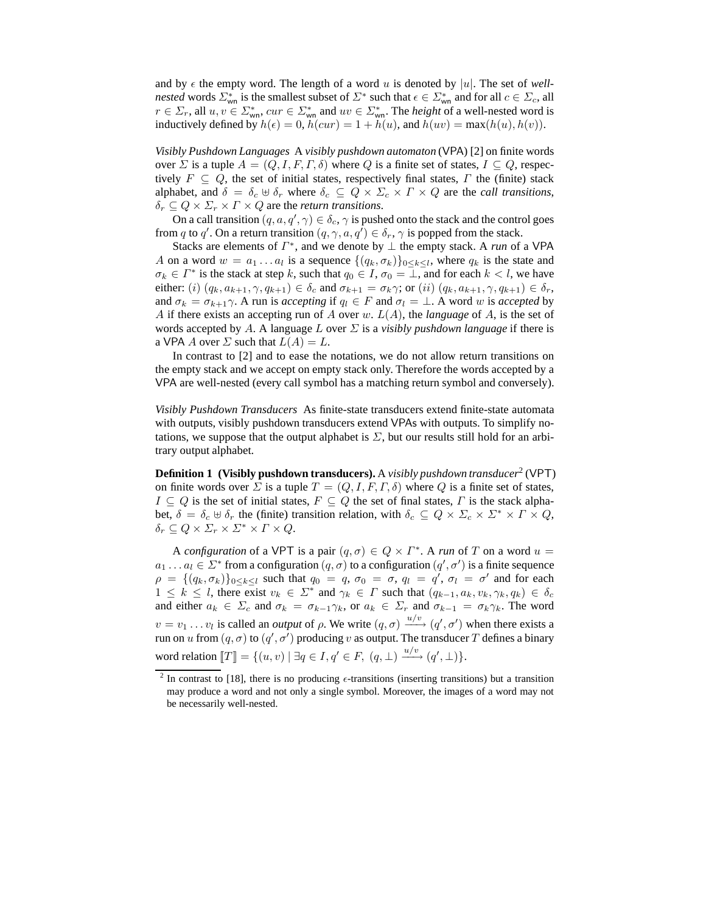and by $\epsilon$ the empty word. The length of a word $u$ is denoted by $|u|$. The set of *well-nested* words $\Sigma^*_{\mathsf{wn}}$ is the smallest subset of $\Sigma^*$ such that $\epsilon \in \Sigma^*_{\mathsf{wn}}$ and for all $c \in \Sigma_c$, all $r \in \Sigma_r$, all $u, v \in \Sigma^*_{\mathsf{wn}}$, $cur \in \Sigma^*_{\mathsf{wn}}$ and $uv \in \Sigma^*_{\mathsf{wn}}$. The *height* of a well-nested word is inductively defined by $h(\epsilon) = 0$, $h(cur) = 1 + h(u)$, and $h(uv) = \max(h(u), h(v))$.

*Visibly Pushdown Languages* A *visibly pushdown automaton* (VPA) [2] on finite words over $\Sigma$ is a tuple $A = (Q, I, F, \Gamma, \delta)$ where $Q$ is a finite set of states, $I \subseteq Q$, respectively $F \subseteq Q$, the set of initial states, respectively final states, $\Gamma$ the (finite) stack alphabet, and $\delta = \delta_c \uplus \delta_r$ where $\delta_c \subseteq Q \times \Sigma_c \times \Gamma \times Q$ are the *call transitions*, $\delta_r \subseteq Q \times \Sigma_r \times \Gamma \times Q$ are the *return transitions*.

On a call transition $(q, a, q', \gamma) \in \delta_c$, $\gamma$ is pushed onto the stack and the control goes from $q$ to $q'$. On a return transition $(q, \gamma, a, q') \in \delta_r$, $\gamma$ is popped from the stack.

Stacks are elements of $\Gamma^*$, and we denote by $\bot$ the empty stack. A *run* of a VPA $A$ on a word $w = a_1 \dots a_l$ is a sequence $\{(q_k, \sigma_k)\}_{0 \leq k \leq l}$, where $q_k$ is the state and $\sigma_k \in \Gamma^*$ is the stack at step $k$, such that $q_0 \in I$, $\sigma_0 = \bot$, and for each $k < l$, we have either: $(i)$ $(q_k, a_{k+1}, \gamma, q_{k+1}) \in \delta_c$ and $\sigma_{k+1} = \sigma_k\gamma$; or $(ii)$ $(q_k, a_{k+1}, \gamma, q_{k+1}) \in \delta_r$, and $\sigma_k = \sigma_{k+1}\gamma$. A run is *accepting* if $q_l \in F$ and $\sigma_l = \bot$. A word $w$ is *accepted* by $A$ if there exists an accepting run of $A$ over $w$. $L(A)$, the *language* of $A$, is the set of words accepted by $A$. A language $L$ over $\Sigma$ is a *visibly pushdown language* if there is a VPA $A$ over $\Sigma$ such that $L(A) = L$.

In contrast to [2] and to ease the notations, we do not allow return transitions on the empty stack and we accept on empty stack only. Therefore the words accepted by a VPA are well-nested (every call symbol has a matching return symbol and conversely).

*Visibly Pushdown Transducers* As finite-state transducers extend finite-state automata with outputs, visibly pushdown transducers extend VPAs with outputs. To simplify notations, we suppose that the output alphabet is $\Sigma$, but our results still hold for an arbitrary output alphabet.

**Definition 1 (Visibly pushdown transducers).** A *visibly pushdown transducer*[2] (VPT) on finite words over $\Sigma$ is a tuple $T = (Q, I, F, \Gamma, \delta)$ where $Q$ is a finite set of states, $I \subseteq Q$ is the set of initial states, $F \subseteq Q$ the set of final states, $\Gamma$ is the stack alphabet, $\delta = \delta_c \uplus \delta_r$ the (finite) transition relation, with $\delta_c \subseteq Q \times \Sigma_c \times \Sigma^* \times \Gamma \times Q$, $\delta_r \subseteq Q \times \Sigma_r \times \Sigma^* \times \Gamma \times Q$.

A *configuration* of a VPT is a pair $(q, \sigma) \in Q \times \Gamma^*$. A *run* of $T$ on a word $u = a_1 \dots a_l \in \Sigma^*$ from a configuration $(q, \sigma)$ to a configuration $(q', \sigma')$ is a finite sequence $\rho = \{(q_k, \sigma_k)\}_{0 \leq k \leq l}$ such that $q_0 = q$, $\sigma_0 = \sigma$, $q_l = q'$, $\sigma_l = \sigma'$ and for each $1 \leq k \leq l$, there exist $v_k \in \Sigma^*$ and $\gamma_k \in \Gamma$ such that $(q_{k-1}, a_k, v_k, \gamma_k, q_k) \in \delta_c$ and either $a_k \in \Sigma_c$ and $\sigma_k = \sigma_{k-1}\gamma_k$, or $a_k \in \Sigma_r$ and $\sigma_{k-1} = \sigma_k\gamma_k$. The word $v = v_1 \dots v_l$ is called an *output* of $\rho$. We write $(q, \sigma) \xrightarrow{u/v} (q', \sigma')$ when there exists a run on $u$ from $(q, \sigma)$ to $(q', \sigma')$ producing $v$ as output. The transducer $T$ defines a binary word relation $[\![T]\!] = \{(u, v) \mid \exists q \in I, q' \in F,\ (q, \bot) \xrightarrow{u/v} (q', \bot)\}$.

[2] In contrast to [18], there is no producing $\epsilon$-transitions (inserting transitions) but a transition may produce a word and not only a single symbol. Moreover, the images of a word may not be necessarily well-nested.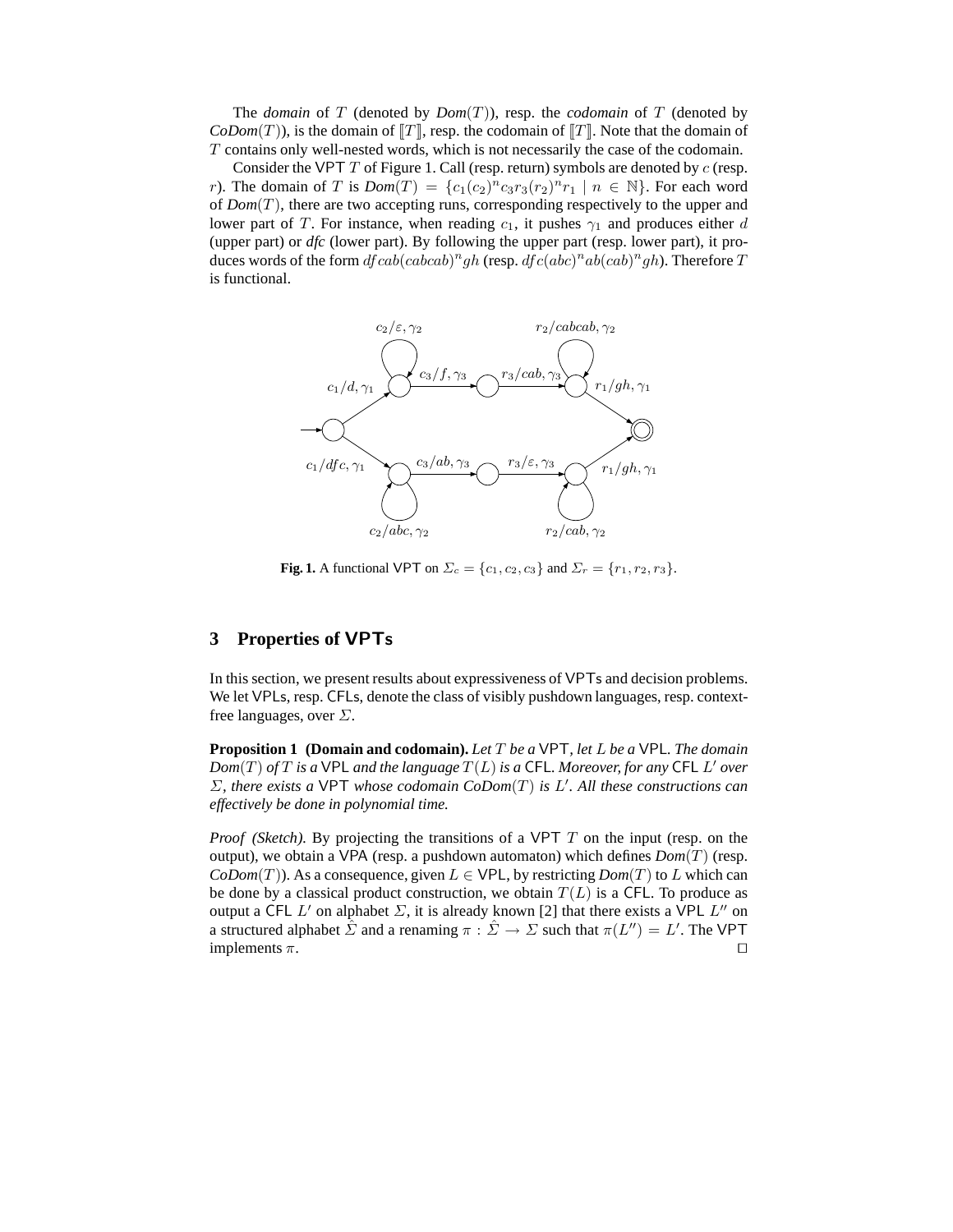The *domain* of $T$ (denoted by *Dom*($T$)), resp. the *codomain* of $T$ (denoted by *CoDom*($T$)), is the domain of $[\![T]\!]$, resp. the codomain of $[\![T]\!]$. Note that the domain of $T$ contains only well-nested words, which is not necessarily the case of the codomain.

Consider the VPT $T$ of Figure 1. Call (resp. return) symbols are denoted by $c$ (resp. $r$). The domain of $T$ is $Dom(T) = \{c_1(c_2)^n c_3 r_3 (r_2)^n r_1 \mid n \in \mathbb{N}\}$. For each word of *Dom*($T$), there are two accepting runs, corresponding respectively to the upper and lower part of $T$. For instance, when reading $c_1$, it pushes $\gamma_1$ and produces either $d$ (upper part) or *dfc* (lower part). By following the upper part (resp. lower part), it produces words of the form $dfcab(cabcab)^n gh$ (resp. $dfc(abc)^n ab(cab)^n gh$). Therefore $T$ is functional.

**Fig. 1.** A functional VPT on $\Sigma_c = \{c_1, c_2, c_3\}$ and $\Sigma_r = \{r_1, r_2, r_3\}$.

## 3 Properties of VPTs

In this section, we present results about expressiveness of VPTs and decision problems. We let VPLs, resp. CFLs, denote the class of visibly pushdown languages, resp. context-free languages, over $\Sigma$.

**Proposition 1 (Domain and codomain).** *Let $T$ be a VPT, let $L$ be a VPL. The domain $Dom(T)$ of $T$ is a VPL and the language $T(L)$ is a CFL. Moreover, for any CFL $L'$ over $\Sigma$, there exists a VPT whose codomain $CoDom(T)$ is $L'$. All these constructions can effectively be done in polynomial time.*

*Proof (Sketch).* By projecting the transitions of a VPT $T$ on the input (resp. on the output), we obtain a VPA (resp. a pushdown automaton) which defines *Dom*($T$) (resp. *CoDom*($T$)). As a consequence, given $L \in$ VPL, by restricting *Dom*($T$) to $L$ which can be done by a classical product construction, we obtain $T(L)$ is a CFL. To produce as output a CFL $L'$ on alphabet $\Sigma$, it is already known [2] that there exists a VPL $L''$ on a structured alphabet $\hat{\Sigma}$ and a renaming $\pi : \hat{\Sigma} \to \Sigma$ such that $\pi(L'') = L'$. The VPT implements $\pi$. $\square$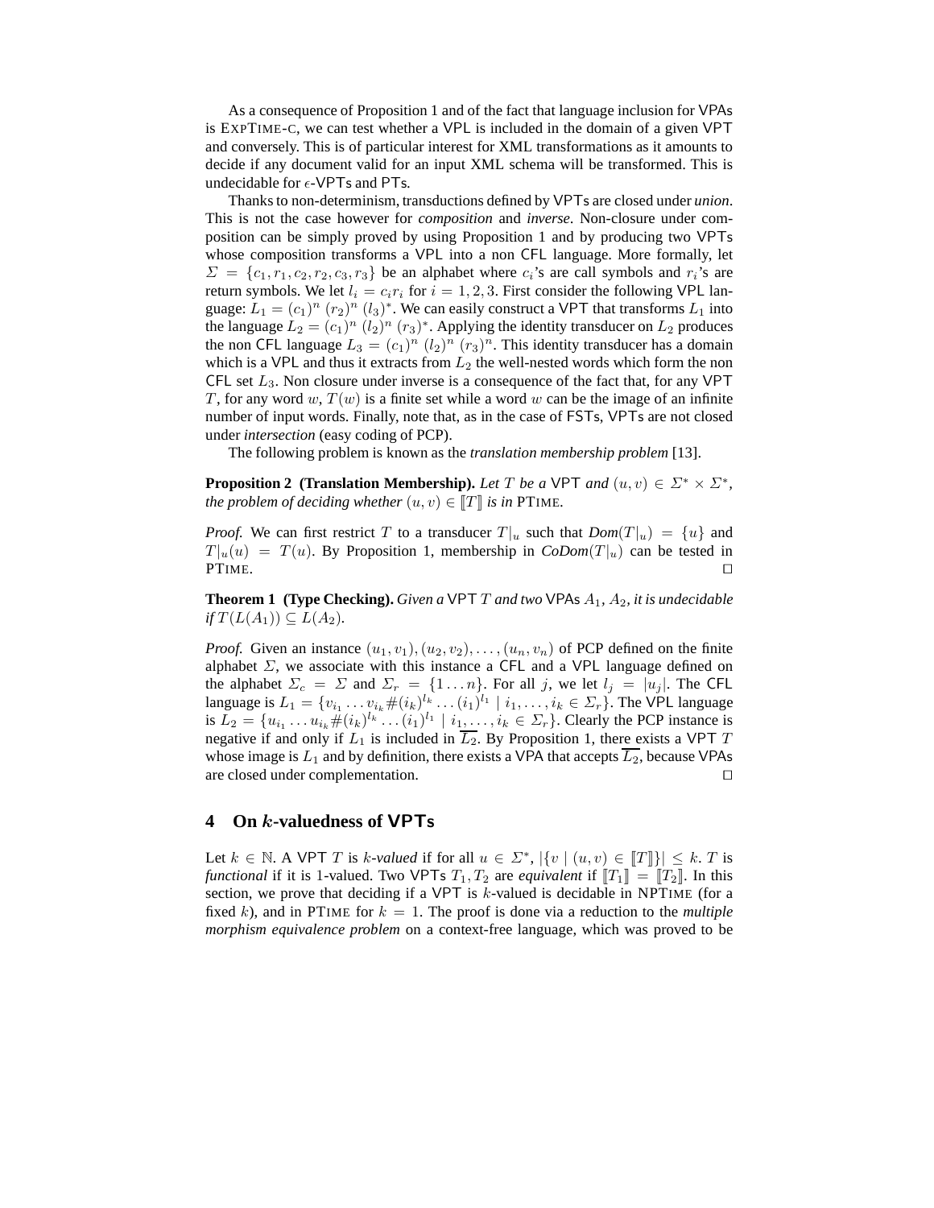As a consequence of Proposition 1 and of the fact that language inclusion for VPAs is EXPTIME-c, we can test whether a VPL is included in the domain of a given VPT and conversely. This is of particular interest for XML transformations as it amounts to decide if any document valid for an input XML schema will be transformed. This is undecidable for $\epsilon$-VPTs and PTs.

Thanks to non-determinism, transductions defined by VPTs are closed under *union*. This is not the case however for *composition* and *inverse*. Non-closure under composition can be simply proved by using Proposition 1 and by producing two VPTs whose composition transforms a VPL into a non CFL language. More formally, let $\Sigma = \{c_1, r_1, c_2, r_2, c_3, r_3\}$ be an alphabet where $c_i$'s are call symbols and $r_i$'s are return symbols. We let $l_i = c_i r_i$ for $i = 1, 2, 3$. First consider the following VPL language: $L_1 = (c_1)^n\ (r_2)^n\ (l_3)^*$. We can easily construct a VPT that transforms $L_1$ into the language $L_2 = (c_1)^n\ (l_2)^n\ (r_3)^*$. Applying the identity transducer on $L_2$ produces the non CFL language $L_3 = (c_1)^n\ (l_2)^n\ (r_3)^n$. This identity transducer has a domain which is a VPL and thus it extracts from $L_2$ the well-nested words which form the non CFL set $L_3$. Non closure under inverse is a consequence of the fact that, for any VPT $T$, for any word $w$, $T(w)$ is a finite set while a word $w$ can be the image of an infinite number of input words. Finally, note that, as in the case of FSTs, VPTs are not closed under *intersection* (easy coding of PCP).

The following problem is known as the *translation membership problem* [13].

**Proposition 2 (Translation Membership).** *Let $T$ be a VPT and $(u, v) \in \Sigma^* \times \Sigma^*$, the problem of deciding whether $(u, v) \in [\![T]\!]$ is in PTIME.*

*Proof.* We can first restrict $T$ to a transducer $T|_u$ such that $Dom(T|_u) = \{u\}$ and $T|_u(u) = T(u)$. By Proposition 1, membership in $CoDom(T|_u)$ can be tested in PTIME. □

**Theorem 1 (Type Checking).** *Given a VPT $T$ and two VPAs $A_1$, $A_2$, it is undecidable if $T(L(A_1)) \subseteq L(A_2)$.*

*Proof.* Given an instance $(u_1, v_1), (u_2, v_2), \ldots, (u_n, v_n)$ of PCP defined on the finite alphabet $\Sigma$, we associate with this instance a CFL and a VPL language defined on the alphabet $\Sigma_c = \Sigma$ and $\Sigma_r = \{1 \ldots n\}$. For all $j$, we let $l_j = |u_j|$. The CFL language is $L_1 = \{v_{i_1} \ldots v_{i_k} \#(i_k)^{l_k} \ldots (i_1)^{l_1} \mid i_1, \ldots, i_k \in \Sigma_r\}$. The VPL language is $L_2 = \{u_{i_1} \ldots u_{i_k} \#(i_k)^{l_k} \ldots (i_1)^{l_1} \mid i_1, \ldots, i_k \in \Sigma_r\}$. Clearly the PCP instance is negative if and only if $L_1$ is included in $\overline{L_2}$. By Proposition 1, there exists a VPT $T$ whose image is $L_1$ and by definition, there exists a VPA that accepts $\overline{L_2}$, because VPAs are closed under complementation. □

## 4 On $k$-valuedness of VPTs

Let $k \in \mathbb{N}$. A VPT $T$ is *$k$-valued* if for all $u \in \Sigma^*$, $|\{v \mid (u, v) \in [\![T]\!]\}| \leq k$. $T$ is *functional* if it is 1-valued. Two VPTs $T_1, T_2$ are *equivalent* if $[\![T_1]\!] = [\![T_2]\!]$. In this section, we prove that deciding if a VPT is $k$-valued is decidable in NPTIME (for a fixed $k$), and in PTIME for $k = 1$. The proof is done via a reduction to the *multiple morphism equivalence problem* on a context-free language, which was proved to be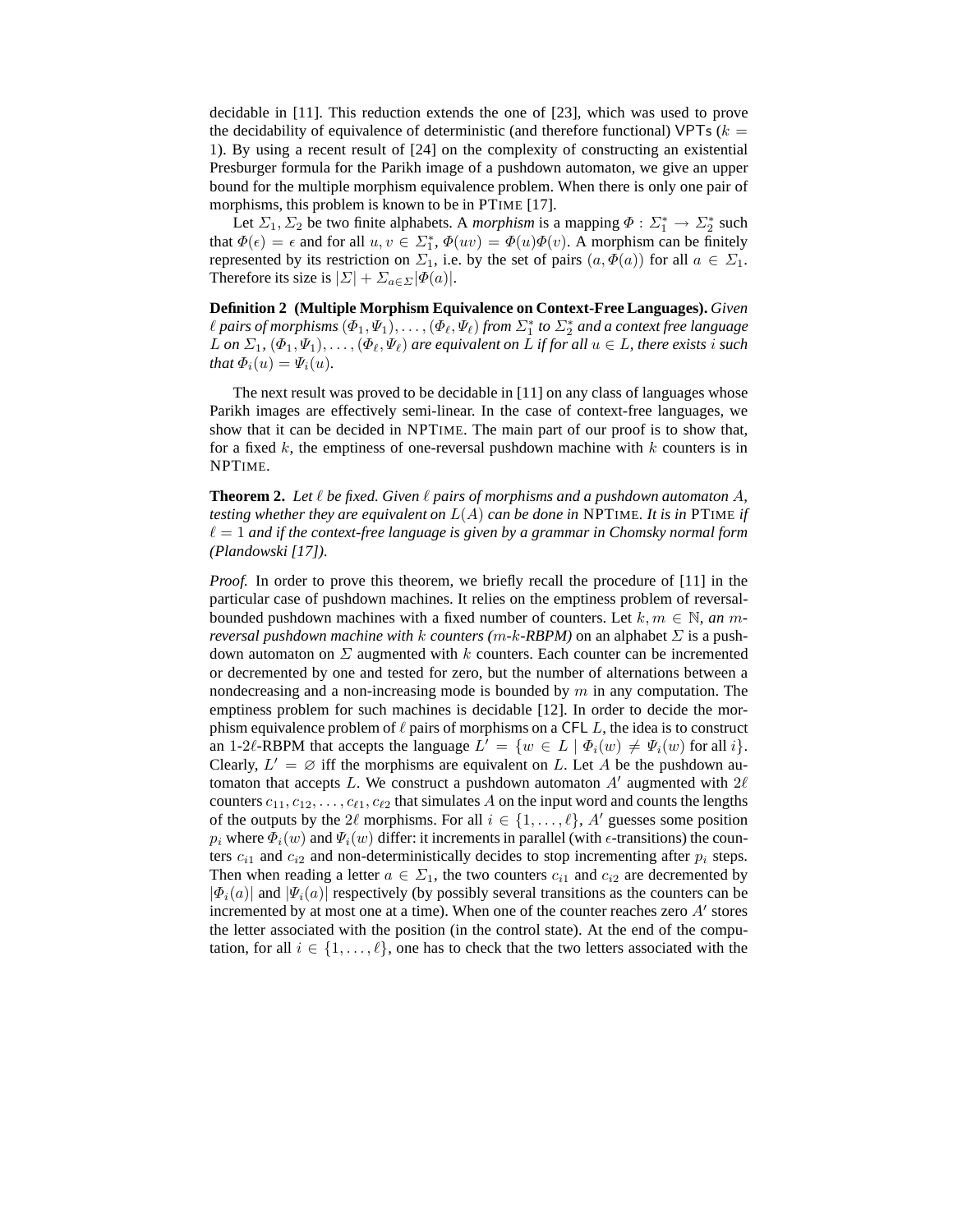decidable in [11]. This reduction extends the one of [23], which was used to prove the decidability of equivalence of deterministic (and therefore functional) VPTs ($k = 1$). By using a recent result of [24] on the complexity of constructing an existential Presburger formula for the Parikh image of a pushdown automaton, we give an upper bound for the multiple morphism equivalence problem. When there is only one pair of morphisms, this problem is known to be in PTIME [17].

Let $\Sigma_1, \Sigma_2$ be two finite alphabets. A *morphism* is a mapping $\Phi : \Sigma_1^* \to \Sigma_2^*$ such that $\Phi(\epsilon) = \epsilon$ and for all $u, v \in \Sigma_1^*$, $\Phi(uv) = \Phi(u)\Phi(v)$. A morphism can be finitely represented by its restriction on $\Sigma_1$, i.e. by the set of pairs $(a, \Phi(a))$ for all $a \in \Sigma_1$. Therefore its size is $|\Sigma| + \Sigma_{a\in\Sigma}|\Phi(a)|$.

**Definition 2 (Multiple Morphism Equivalence on Context-Free Languages).** *Given $\ell$ pairs of morphisms $(\Phi_1, \Psi_1), \dots, (\Phi_\ell, \Psi_\ell)$ from $\Sigma_1^*$ to $\Sigma_2^*$ and a context free language $L$ on $\Sigma_1$, $(\Phi_1, \Psi_1), \dots, (\Phi_\ell, \Psi_\ell)$ are equivalent on $L$ if for all $u \in L$, there exists $i$ such that $\Phi_i(u) = \Psi_i(u)$.*

The next result was proved to be decidable in [11] on any class of languages whose Parikh images are effectively semi-linear. In the case of context-free languages, we show that it can be decided in NPTIME. The main part of our proof is to show that, for a fixed $k$, the emptiness of one-reversal pushdown machine with $k$ counters is in NPTIME.

**Theorem 2.** *Let $\ell$ be fixed. Given $\ell$ pairs of morphisms and a pushdown automaton $A$, testing whether they are equivalent on $L(A)$ can be done in* NPTIME. *It is in* PTIME *if $\ell = 1$ and if the context-free language is given by a grammar in Chomsky normal form (Plandowski [17]).*

*Proof.* In order to prove this theorem, we briefly recall the procedure of [11] in the particular case of pushdown machines. It relies on the emptiness problem of reversal-bounded pushdown machines with a fixed number of counters. Let $k, m \in \mathbb{N}$, *an $m$-reversal pushdown machine with $k$ counters ($m$-$k$-RBPM)* on an alphabet $\Sigma$ is a pushdown automaton on $\Sigma$ augmented with $k$ counters. Each counter can be incremented or decremented by one and tested for zero, but the number of alternations between a nondecreasing and a non-increasing mode is bounded by $m$ in any computation. The emptiness problem for such machines is decidable [12]. In order to decide the morphism equivalence problem of $\ell$ pairs of morphisms on a CFL $L$, the idea is to construct an 1-$2\ell$-RBPM that accepts the language $L' = \{w \in L \mid \Phi_i(w) \neq \Psi_i(w) \text{ for all } i\}$. Clearly, $L' = \varnothing$ iff the morphisms are equivalent on $L$. Let $A$ be the pushdown automaton that accepts $L$. We construct a pushdown automaton $A'$ augmented with $2\ell$ counters $c_{11}, c_{12}, \dots, c_{\ell 1}, c_{\ell 2}$ that simulates $A$ on the input word and counts the lengths of the outputs by the $2\ell$ morphisms. For all $i \in \{1, \dots, \ell\}$, $A'$ guesses some position $p_i$ where $\Phi_i(w)$ and $\Psi_i(w)$ differ: it increments in parallel (with $\epsilon$-transitions) the counters $c_{i1}$ and $c_{i2}$ and non-deterministically decides to stop incrementing after $p_i$ steps. Then when reading a letter $a \in \Sigma_1$, the two counters $c_{i1}$ and $c_{i2}$ are decremented by $|\Phi_i(a)|$ and $|\Psi_i(a)|$ respectively (by possibly several transitions as the counters can be incremented by at most one at a time). When one of the counter reaches zero $A'$ stores the letter associated with the position (in the control state). At the end of the computation, for all $i \in \{1, \dots, \ell\}$, one has to check that the two letters associated with the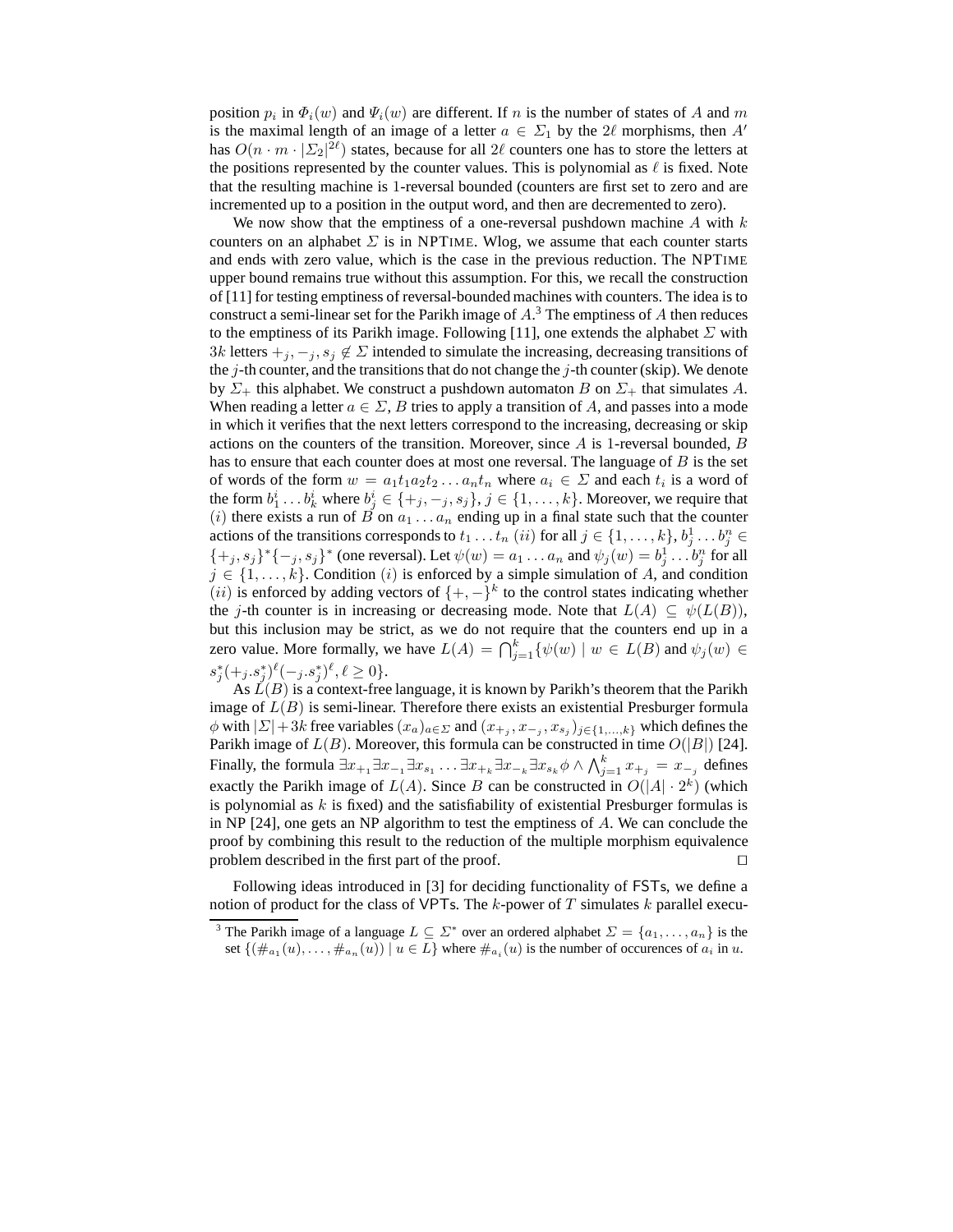position $p_i$ in $\Phi_i(w)$ and $\Psi_i(w)$ are different. If $n$ is the number of states of $A$ and $m$ is the maximal length of an image of a letter $a \in \Sigma_1$ by the $2\ell$ morphisms, then $A'$ has $O(n \cdot m \cdot |\Sigma_2|^{2\ell})$ states, because for all $2\ell$ counters one has to store the letters at the positions represented by the counter values. This is polynomial as $\ell$ is fixed. Note that the resulting machine is 1-reversal bounded (counters are first set to zero and are incremented up to a position in the output word, and then are decremented to zero).

We now show that the emptiness of a one-reversal pushdown machine $A$ with $k$ counters on an alphabet $\Sigma$ is in NPTIME. Wlog, we assume that each counter starts and ends with zero value, which is the case in the previous reduction. The NPTIME upper bound remains true without this assumption. For this, we recall the construction of [11] for testing emptiness of reversal-bounded machines with counters. The idea is to construct a semi-linear set for the Parikh image of $A$.[3] The emptiness of $A$ then reduces to the emptiness of its Parikh image. Following [11], one extends the alphabet $\Sigma$ with $3k$ letters $+_j, -_j, s_j \notin \Sigma$ intended to simulate the increasing, decreasing transitions of the $j$-th counter, and the transitions that do not change the $j$-th counter (skip). We denote by $\Sigma_+$ this alphabet. We construct a pushdown automaton $B$ on $\Sigma_+$ that simulates $A$. When reading a letter $a \in \Sigma$, $B$ tries to apply a transition of $A$, and passes into a mode in which it verifies that the next letters correspond to the increasing, decreasing or skip actions on the counters of the transition. Moreover, since $A$ is 1-reversal bounded, $B$ has to ensure that each counter does at most one reversal. The language of $B$ is the set of words of the form $w = a_1t_1a_2t_2 \dots a_nt_n$ where $a_i \in \Sigma$ and each $t_i$ is a word of the form $b^i_1 \dots b^i_k$ where $b^i_j \in \{+_j, -_j, s_j\}$, $j \in \{1, \dots, k\}$. Moreover, we require that $(i)$ there exists a run of $B$ on $a_1 \dots a_n$ ending up in a final state such that the counter actions of the transitions corresponds to $t_1 \dots t_n$ $(ii)$ for all $j \in \{1, \dots, k\}$, $b^1_j \dots b^n_j \in \{+_j, s_j\}^*\{-_j, s_j\}^*$ (one reversal). Let $\psi(w) = a_1 \dots a_n$ and $\psi_j(w) = b^1_j \dots b^n_j$ for all $j \in \{1, \dots, k\}$. Condition $(i)$ is enforced by a simple simulation of $A$, and condition $(ii)$ is enforced by adding vectors of $\{+, -\}^k$ to the control states indicating whether the $j$-th counter is in increasing or decreasing mode. Note that $L(A) \subseteq \psi(L(B))$, but this inclusion may be strict, as we do not require that the counters end up in a zero value. More formally, we have $L(A) = \bigcap_{j=1}^k \{\psi(w) \mid w \in L(B) \text{ and } \psi_j(w) \in s_j^*(+_j.s_j^*)^\ell(-_j.s_j^*)^\ell, \ell \geq 0\}$.

As $L(B)$ is a context-free language, it is known by Parikh's theorem that the Parikh image of $L(B)$ is semi-linear. Therefore there exists an existential Presburger formula $\phi$ with $|\Sigma| + 3k$ free variables $(x_a)_{a \in \Sigma}$ and $(x_{+_j}, x_{-_j}, x_{s_j})_{j \in \{1,\dots,k\}}$ which defines the Parikh image of $L(B)$. Moreover, this formula can be constructed in time $O(|B|)$ [24]. Finally, the formula $\exists x_{+_1} \exists x_{-_1} \exists x_{s_1} \dots \exists x_{+_k} \exists x_{-_k} \exists x_{s_k} \phi \wedge \bigwedge_{j=1}^k x_{+_j} = x_{-_j}$ defines exactly the Parikh image of $L(A)$. Since $B$ can be constructed in $O(|A| \cdot 2^k)$ (which is polynomial as $k$ is fixed) and the satisfiability of existential Presburger formulas is in NP [24], one gets an NP algorithm to test the emptiness of $A$. We can conclude the proof by combining this result to the reduction of the multiple morphism equivalence problem described in the first part of the proof. ◻

Following ideas introduced in [3] for deciding functionality of FSTs, we define a notion of product for the class of VPTs. The $k$-power of $T$ simulates $k$ parallel execu-

[3] The Parikh image of a language $L \subseteq \Sigma^*$ over an ordered alphabet $\Sigma = \{a_1, \dots, a_n\}$ is the set $\{(\#_{a_1}(u), \dots, \#_{a_n}(u)) \mid u \in L\}$ where $\#_{a_i}(u)$ is the number of occurences of $a_i$ in $u$.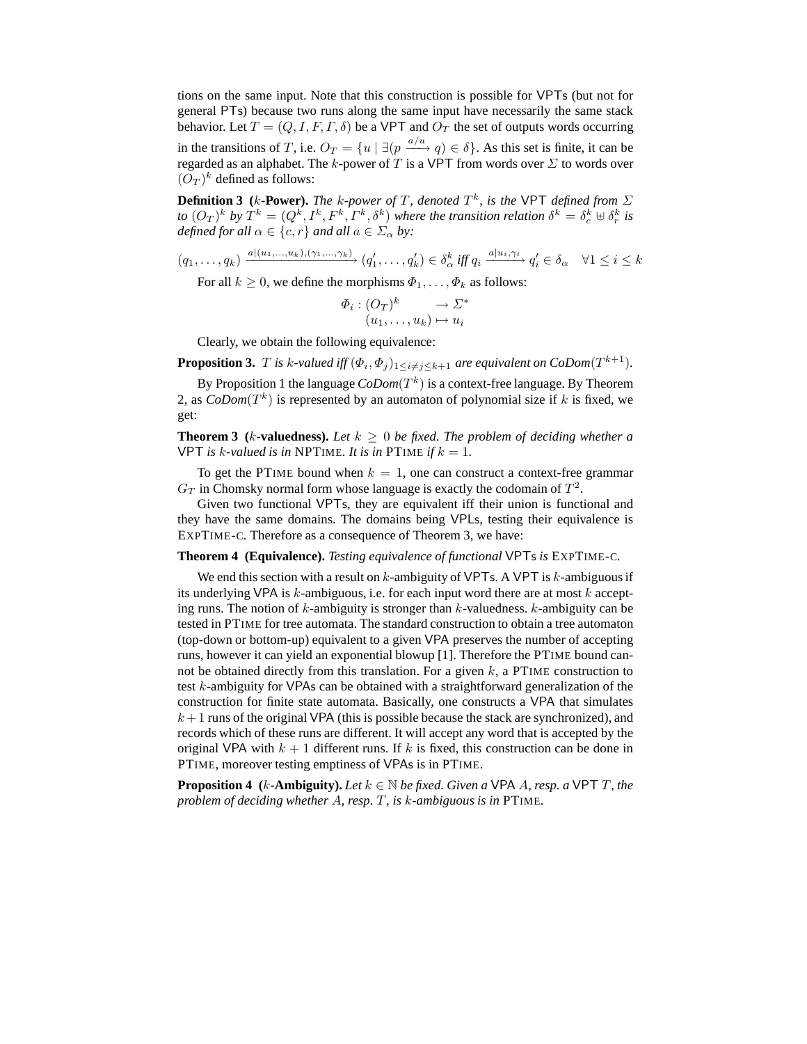tions on the same input. Note that this construction is possible for VPTs (but not for general PTs) because two runs along the same input have necessarily the same stack behavior. Let $T = (Q, I, F, \Gamma, \delta)$ be a VPT and $O_T$ the set of outputs words occurring in the transitions of $T$, i.e. $O_T = \{u \mid \exists (p \xrightarrow{a/u} q) \in \delta\}$. As this set is finite, it can be regarded as an alphabet. The $k$-power of $T$ is a VPT from words over $\Sigma$ to words over $(O_T)^k$ defined as follows:

**Definition 3** **($k$-Power).** *The $k$-power of $T$, denoted $T^k$, is the* VPT *defined from $\Sigma$ to $(O_T)^k$ by $T^k = (Q^k, I^k, F^k, \Gamma^k, \delta^k)$ where the transition relation $\delta^k = \delta^k_c \uplus \delta^k_r$ is defined for all $\alpha \in \{c, r\}$ and all $a \in \Sigma_\alpha$ by:*

$$(q_1, \dots, q_k) \xrightarrow{a|(u_1,\dots,u_k),(\gamma_1,\dots,\gamma_k)} (q'_1, \dots, q'_k) \in \delta^k_\alpha \text{ iff } q_i \xrightarrow{a|u_i,\gamma_i} q'_i \in \delta_\alpha \quad \forall 1 \le i \le k$$

For all $k \geq 0$, we define the morphisms $\Phi_1, \dots, \Phi_k$ as follows:

$$\begin{array}{rl} \Phi_i : (O_T)^k & \to \Sigma^* \\ (u_1, \dots, u_k) & \mapsto u_i \end{array}$$

Clearly, we obtain the following equivalence:

**Proposition 3.** *$T$ is $k$-valued iff $(\Phi_i, \Phi_j)_{1 \le i \ne j \le k+1}$ are equivalent on CoDom$(T^{k+1})$.*

By Proposition 1 the language *CoDom*$(T^k)$ is a context-free language. By Theorem 2, as *CoDom*$(T^k)$ is represented by an automaton of polynomial size if $k$ is fixed, we get:

**Theorem 3** **($k$-valuedness).** *Let $k \geq 0$ be fixed. The problem of deciding whether a* VPT *is $k$-valued is in* NPTIME*. It is in* PTIME *if $k = 1$.*

To get the PTIME bound when $k = 1$, one can construct a context-free grammar $G_T$ in Chomsky normal form whose language is exactly the codomain of $T^2$.

Given two functional VPTs, they are equivalent iff their union is functional and they have the same domains. The domains being VPLs, testing their equivalence is EXPTIME-C. Therefore as a consequence of Theorem 3, we have:

**Theorem 4** **(Equivalence).** *Testing equivalence of functional* VPTs *is* EXPTIME-C*.*

We end this section with a result on $k$-ambiguity of VPTs. A VPT is $k$-ambiguous if its underlying VPA is $k$-ambiguous, i.e. for each input word there are at most $k$ accepting runs. The notion of $k$-ambiguity is stronger than $k$-valuedness. $k$-ambiguity can be tested in PTIME for tree automata. The standard construction to obtain a tree automaton (top-down or bottom-up) equivalent to a given VPA preserves the number of accepting runs, however it can yield an exponential blowup [1]. Therefore the PTIME bound cannot be obtained directly from this translation. For a given $k$, a PTIME construction to test $k$-ambiguity for VPAs can be obtained with a straightforward generalization of the construction for finite state automata. Basically, one constructs a VPA that simulates $k+1$ runs of the original VPA (this is possible because the stack are synchronized), and records which of these runs are different. It will accept any word that is accepted by the original VPA with $k+1$ different runs. If $k$ is fixed, this construction can be done in PTIME, moreover testing emptiness of VPAs is in PTIME.

**Proposition 4** **($k$-Ambiguity).** *Let $k \in \mathbb{N}$ be fixed. Given a* VPA *$A$, resp. a* VPT *$T$, the problem of deciding whether $A$, resp. $T$, is $k$-ambiguous is in* PTIME*.*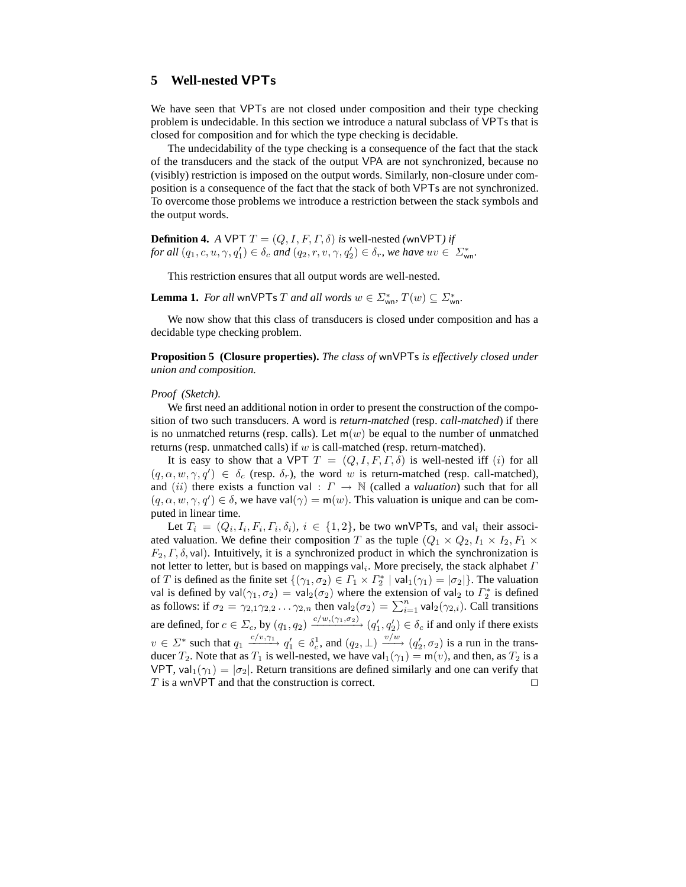## 5 Well-nested VPTs

We have seen that VPTs are not closed under composition and their type checking problem is undecidable. In this section we introduce a natural subclass of VPTs that is closed for composition and for which the type checking is decidable.

The undecidability of the type checking is a consequence of the fact that the stack of the transducers and the stack of the output VPA are not synchronized, because no (visibly) restriction is imposed on the output words. Similarly, non-closure under composition is a consequence of the fact that the stack of both VPTs are not synchronized. To overcome those problems we introduce a restriction between the stack symbols and the output words.

**Definition 4.** *A VPT $T = (Q, I, F, \Gamma, \delta)$ is* well-nested *(wnVPT) if for all $(q_1, c, u, \gamma, q_1') \in \delta_c$ and $(q_2, r, v, \gamma, q_2') \in \delta_r$, we have $uv \in \Sigma^*_{\mathsf{wn}}$.*

This restriction ensures that all output words are well-nested.

**Lemma 1.** *For all wnVPTs $T$ and all words $w \in \Sigma^*_{\mathsf{wn}}$, $T(w) \subseteq \Sigma^*_{\mathsf{wn}}$.*

We now show that this class of transducers is closed under composition and has a decidable type checking problem.

**Proposition 5 (Closure properties).** *The class of wnVPTs is effectively closed under union and composition.*

*Proof (Sketch).*

We first need an additional notion in order to present the construction of the composition of two such transducers. A word is *return-matched* (resp. *call-matched*) if there is no unmatched returns (resp. calls). Let $\mathsf{m}(w)$ be equal to the number of unmatched returns (resp. unmatched calls) if $w$ is call-matched (resp. return-matched).

It is easy to show that a VPT $T = (Q, I, F, \Gamma, \delta)$ is well-nested iff $(i)$ for all $(q, \alpha, w, \gamma, q') \in \delta_c$ (resp. $\delta_r$), the word $w$ is return-matched (resp. call-matched), and $(ii)$ there exists a function $\mathsf{val} : \Gamma \to \mathbb{N}$ (called a *valuation*) such that for all $(q, \alpha, w, \gamma, q') \in \delta$, we have $\mathsf{val}(\gamma) = \mathsf{m}(w)$. This valuation is unique and can be computed in linear time.

Let $T_i = (Q_i, I_i, F_i, \Gamma_i, \delta_i)$, $i \in \{1, 2\}$, be two wnVPTs, and $\mathsf{val}_i$ their associated valuation. We define their composition $T$ as the tuple $(Q_1 \times Q_2, I_1 \times I_2, F_1 \times F_2, \Gamma, \delta, \mathsf{val})$. Intuitively, it is a synchronized product in which the synchronization is not letter to letter, but is based on mappings $\mathsf{val}_i$. More precisely, the stack alphabet $\Gamma$ of $T$ is defined as the finite set $\{(\gamma_1, \sigma_2) \in \Gamma_1 \times \Gamma_2^* \mid \mathsf{val}_1(\gamma_1) = |\sigma_2|\}$. The valuation $\mathsf{val}$ is defined by $\mathsf{val}(\gamma_1, \sigma_2) = \mathsf{val}_2(\sigma_2)$ where the extension of $\mathsf{val}_2$ to $\Gamma_2^*$ is defined as follows: if $\sigma_2 = \gamma_{2,1}\gamma_{2,2}\ldots\gamma_{2,n}$ then $\mathsf{val}_2(\sigma_2) = \sum_{i=1}^{n} \mathsf{val}_2(\gamma_{2,i})$. Call transitions are defined, for $c \in \Sigma_c$, by $(q_1, q_2) \xrightarrow{c/w,(\gamma_1,\sigma_2)} (q_1', q_2') \in \delta_c$ if and only if there exists $v \in \Sigma^*$ such that $q_1 \xrightarrow{c/v,\gamma_1} q_1' \in \delta_c^1$, and $(q_2, \perp) \xrightarrow{v/w} (q_2', \sigma_2)$ is a run in the transducer $T_2$. Note that as $T_1$ is well-nested, we have $\mathsf{val}_1(\gamma_1) = \mathsf{m}(v)$, and then, as $T_2$ is a VPT, $\mathsf{val}_1(\gamma_1) = |\sigma_2|$. Return transitions are defined similarly and one can verify that $T$ is a wnVPT and that the construction is correct. ◻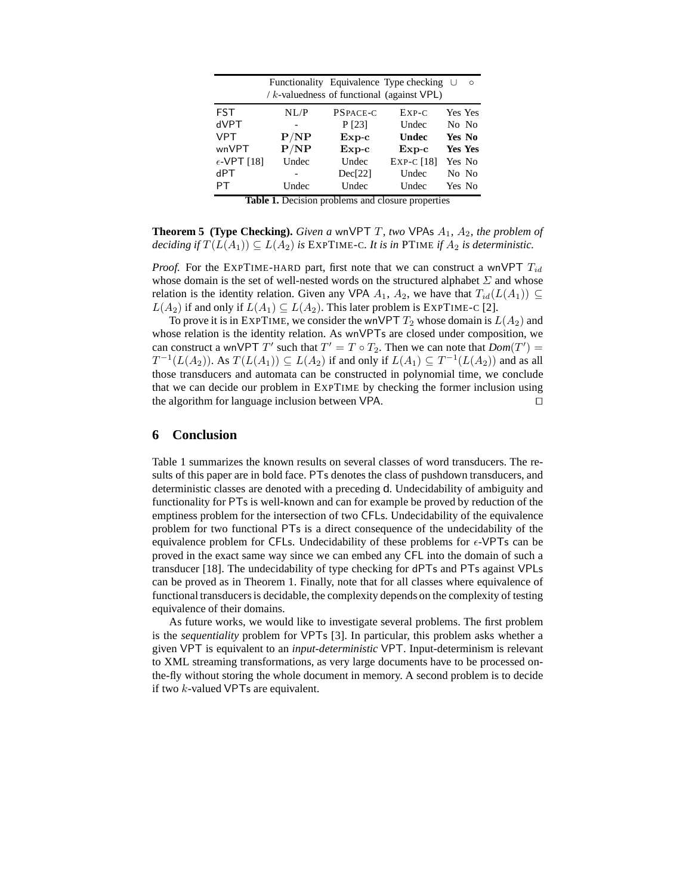| | Functionality / $k$-valuedness | Equivalence of functional | Type checking (against VPL) | $\cup$ | $\circ$ |
|---|---|---|---|---|---|
| FST | NL/P | PSPACE-C | EXP-C | Yes | Yes |
| dVPT | - | P [23] | Undec | No | No |
| VPT | $\mathbf{P/NP}$ | **Exp-c** | **Undec** | **Yes** | **No** |
| wnVPT | $\mathbf{P/NP}$ | **Exp-c** | **Exp-c** | **Yes** | **Yes** |
| $\epsilon$-VPT [18] | Undec | Undec | EXP-C [18] | Yes | No |
| dPT | - | Dec[22] | Undec | No | No |
| PT | Undec | Undec | Undec | Yes | No |

**Table 1.** Decision problems and closure properties

**Theorem 5 (Type Checking).** *Given a* wnVPT $T$*, two* VPAs $A_1$, $A_2$*, the problem of deciding if* $T(L(A_1)) \subseteq L(A_2)$ *is* EXPTIME-C*. It is in* PTIME *if* $A_2$ *is deterministic.*

*Proof.* For the EXPTIME-HARD part, first note that we can construct a wnVPT $T_{id}$ whose domain is the set of well-nested words on the structured alphabet $\Sigma$ and whose relation is the identity relation. Given any VPA $A_1$, $A_2$, we have that $T_{id}(L(A_1)) \subseteq L(A_2)$ if and only if $L(A_1) \subseteq L(A_2)$. This later problem is EXPTIME-C [2].

To prove it is in EXPTIME, we consider the wnVPT $T_2$ whose domain is $L(A_2)$ and whose relation is the identity relation. As wnVPTs are closed under composition, we can construct a wnVPT $T'$ such that $T' = T \circ T_2$. Then we can note that $Dom(T') = T^{-1}(L(A_2))$. As $T(L(A_1)) \subseteq L(A_2)$ if and only if $L(A_1) \subseteq T^{-1}(L(A_2))$ and as all those transducers and automata can be constructed in polynomial time, we conclude that we can decide our problem in EXPTIME by checking the former inclusion using the algorithm for language inclusion between VPA. $\square$

## 6 Conclusion

Table 1 summarizes the known results on several classes of word transducers. The results of this paper are in bold face. PTs denotes the class of pushdown transducers, and deterministic classes are denoted with a preceding d. Undecidability of ambiguity and functionality for PTs is well-known and can for example be proved by reduction of the emptiness problem for the intersection of two CFLs. Undecidability of the equivalence problem for two functional PTs is a direct consequence of the undecidability of the equivalence problem for CFLs. Undecidability of these problems for $\epsilon$-VPTs can be proved in the exact same way since we can embed any CFL into the domain of such a transducer [18]. The undecidability of type checking for dPTs and PTs against VPLs can be proved as in Theorem 1. Finally, note that for all classes where equivalence of functional transducers is decidable, the complexity depends on the complexity of testing equivalence of their domains.

As future works, we would like to investigate several problems. The first problem is the *sequentiality* problem for VPTs [3]. In particular, this problem asks whether a given VPT is equivalent to an *input-deterministic* VPT. Input-determinism is relevant to XML streaming transformations, as very large documents have to be processed on-the-fly without storing the whole document in memory. A second problem is to decide if two $k$-valued VPTs are equivalent.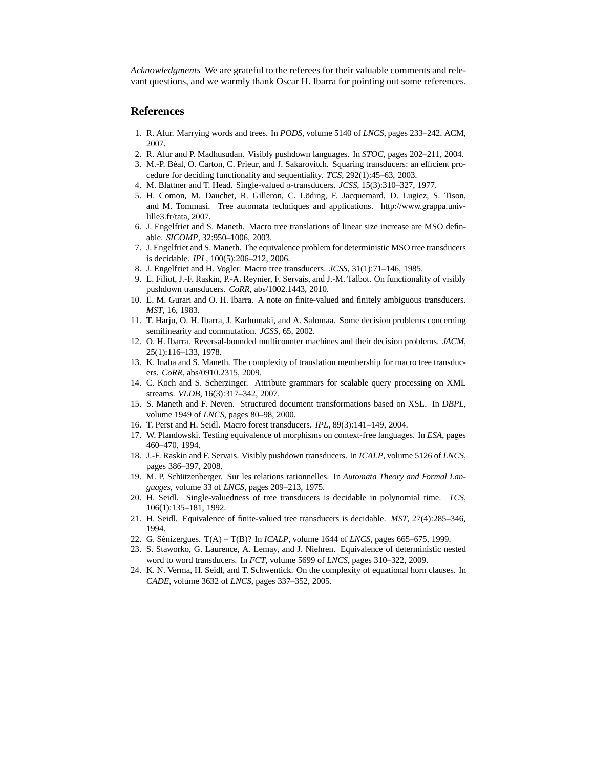*Acknowledgments* We are grateful to the referees for their valuable comments and relevant questions, and we warmly thank Oscar H. Ibarra for pointing out some references.

## References

1. R. Alur. Marrying words and trees. In *PODS*, volume 5140 of *LNCS*, pages 233–242. ACM, 2007.
2. R. Alur and P. Madhusudan. Visibly pushdown languages. In *STOC*, pages 202–211, 2004.
3. M.-P. Béal, O. Carton, C. Prieur, and J. Sakarovitch. Squaring transducers: an efficient procedure for deciding functionality and sequentiality. *TCS*, 292(1):45–63, 2003.
4. M. Blattner and T. Head. Single-valued $a$-transducers. *JCSS*, 15(3):310–327, 1977.
5. H. Comon, M. Dauchet, R. Gilleron, C. Löding, F. Jacquemard, D. Lugiez, S. Tison, and M. Tommasi. Tree automata techniques and applications. http://www.grappa.univ-lille3.fr/tata, 2007.
6. J. Engelfriet and S. Maneth. Macro tree translations of linear size increase are MSO definable. *SICOMP*, 32:950–1006, 2003.
7. J. Engelfriet and S. Maneth. The equivalence problem for deterministic MSO tree transducers is decidable. *IPL*, 100(5):206–212, 2006.
8. J. Engelfriet and H. Vogler. Macro tree transducers. *JCSS*, 31(1):71–146, 1985.
9. E. Filiot, J.-F. Raskin, P.-A. Reynier, F. Servais, and J.-M. Talbot. On functionality of visibly pushdown transducers. *CoRR*, abs/1002.1443, 2010.
10. E. M. Gurari and O. H. Ibarra. A note on finite-valued and finitely ambiguous transducers. *MST*, 16, 1983.
11. T. Harju, O. H. Ibarra, J. Karhumaki, and A. Salomaa. Some decision problems concerning semilinearity and commutation. *JCSS*, 65, 2002.
12. O. H. Ibarra. Reversal-bounded multicounter machines and their decision problems. *JACM*, 25(1):116–133, 1978.
13. K. Inaba and S. Maneth. The complexity of translation membership for macro tree transducers. *CoRR*, abs/0910.2315, 2009.
14. C. Koch and S. Scherzinger. Attribute grammars for scalable query processing on XML streams. *VLDB*, 16(3):317–342, 2007.
15. S. Maneth and F. Neven. Structured document transformations based on XSL. In *DBPL*, volume 1949 of *LNCS*, pages 80–98, 2000.
16. T. Perst and H. Seidl. Macro forest transducers. *IPL*, 89(3):141–149, 2004.
17. W. Plandowski. Testing equivalence of morphisms on context-free languages. In *ESA*, pages 460–470, 1994.
18. J.-F. Raskin and F. Servais. Visibly pushdown transducers. In *ICALP*, volume 5126 of *LNCS*, pages 386–397, 2008.
19. M. P. Schützenberger. Sur les relations rationnelles. In *Automata Theory and Formal Languages*, volume 33 of *LNCS*, pages 209–213, 1975.
20. H. Seidl. Single-valuedness of tree transducers is decidable in polynomial time. *TCS*, 106(1):135–181, 1992.
21. H. Seidl. Equivalence of finite-valued tree transducers is decidable. *MST*, 27(4):285–346, 1994.
22. G. Sénizergues. T(A) = T(B)? In *ICALP*, volume 1644 of *LNCS*, pages 665–675, 1999.
23. S. Staworko, G. Laurence, A. Lemay, and J. Niehren. Equivalence of deterministic nested word to word transducers. In *FCT*, volume 5699 of *LNCS*, pages 310–322, 2009.
24. K. N. Verma, H. Seidl, and T. Schwentick. On the complexity of equational horn clauses. In *CADE*, volume 3632 of *LNCS*, pages 337–352, 2005.